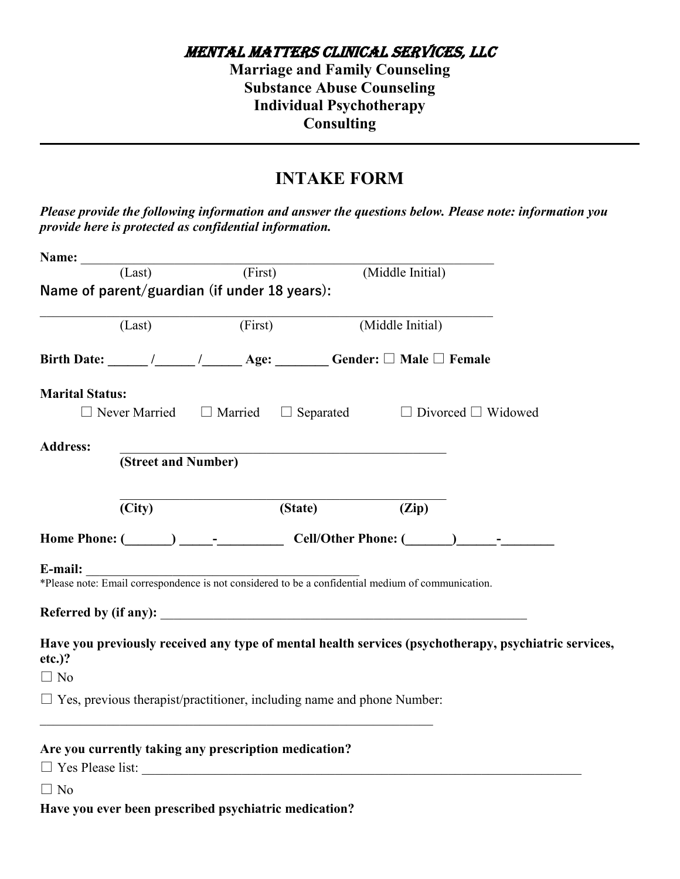# MENTAL MATTERS CLINICAL SERVICES, LLC

**Marriage and Family Counseling**
**Substance Abuse Counseling**
**Individual Psychotherapy**
**Consulting**

---

## INTAKE FORM

***Please provide the following information and answer the questions below. Please note: information you provide here is protected as confidential information.***

**Name:** ____________________________________________________________
(Last) (First) (Middle Initial)

Name of parent/guardian (if under 18 years):

____________________________________________________________
(Last) (First) (Middle Initial)

**Birth Date:** ______ /______ /______ **Age:** ________ **Gender:** ☐ **Male** ☐ **Female**

**Marital Status:**

☐ Never Married ☐ Married ☐ Separated ☐ Divorced ☐ Widowed

**Address:** ________________________________________________
**(Street and Number)**

________________________________________________
**(City) (State) (Zip)**

**Home Phone: (_______) _____-__________ Cell/Other Phone: (_______)______-________**

**E-mail:** ____________________________________________

*Please note: Email correspondence is not considered to be a confidential medium of communication.

**Referred by (if any):** ____________________________________________________________

**Have you previously received any type of mental health services (psychotherapy, psychiatric services, etc.)?**

☐ No

☐ Yes, previous therapist/practitioner, including name and phone Number:

____________________________________________________________

**Are you currently taking any prescription medication?**

☐ Yes Please list: ____________________________________________________________________

☐ No

**Have you ever been prescribed psychiatric medication?**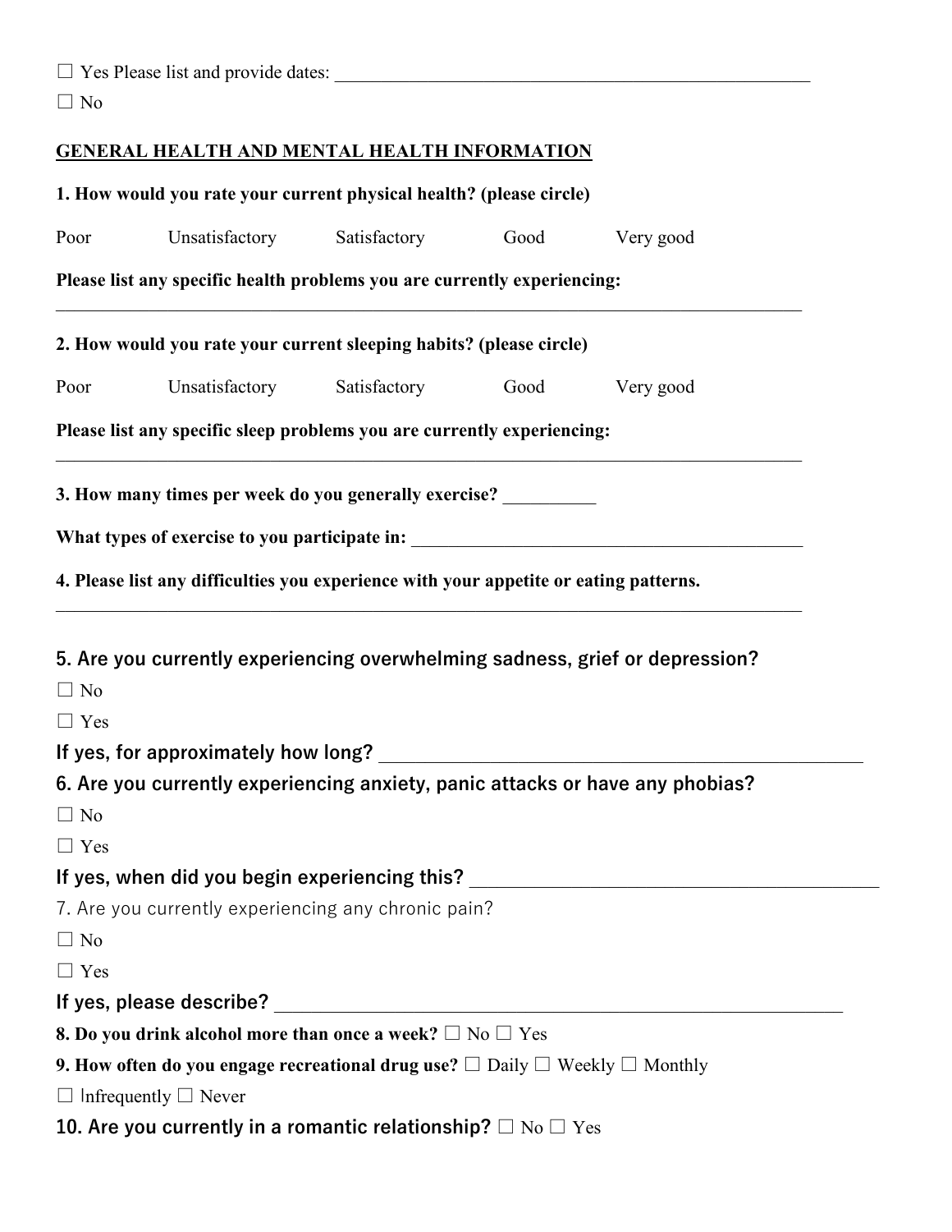☐ Yes Please list and provide dates: ___________________________________________________

☐ No

## GENERAL HEALTH AND MENTAL HEALTH INFORMATION

**1. How would you rate your current physical health? (please circle)**

Poor Unsatisfactory Satisfactory Good Very good

**Please list any specific health problems you are currently experiencing:**

_______________________________________________________________________________

**2. How would you rate your current sleeping habits? (please circle)**

Poor Unsatisfactory Satisfactory Good Very good

**Please list any specific sleep problems you are currently experiencing:**

_______________________________________________________________________________

**3. How many times per week do you generally exercise?** __________

**What types of exercise to you participate in:** ___________________________________________

**4. Please list any difficulties you experience with your appetite or eating patterns.**

_______________________________________________________________________________

**5. Are you currently experiencing overwhelming sadness, grief or depression?**

☐ No

☐ Yes

**If yes, for approximately how long?** ___________________________________________________

**6. Are you currently experiencing anxiety, panic attacks or have any phobias?**

☐ No

☐ Yes

**If yes, when did you begin experiencing this?** __________________________________________

7. Are you currently experiencing any chronic pain?

☐ No

☐ Yes

**If yes, please describe?** ___________________________________________________________

**8. Do you drink alcohol more than once a week?** ☐ No ☐ Yes

**9. How often do you engage recreational drug use?** ☐ Daily ☐ Weekly ☐ Monthly

☐ Infrequently ☐ Never

**10. Are you currently in a romantic relationship?** ☐ No ☐ Yes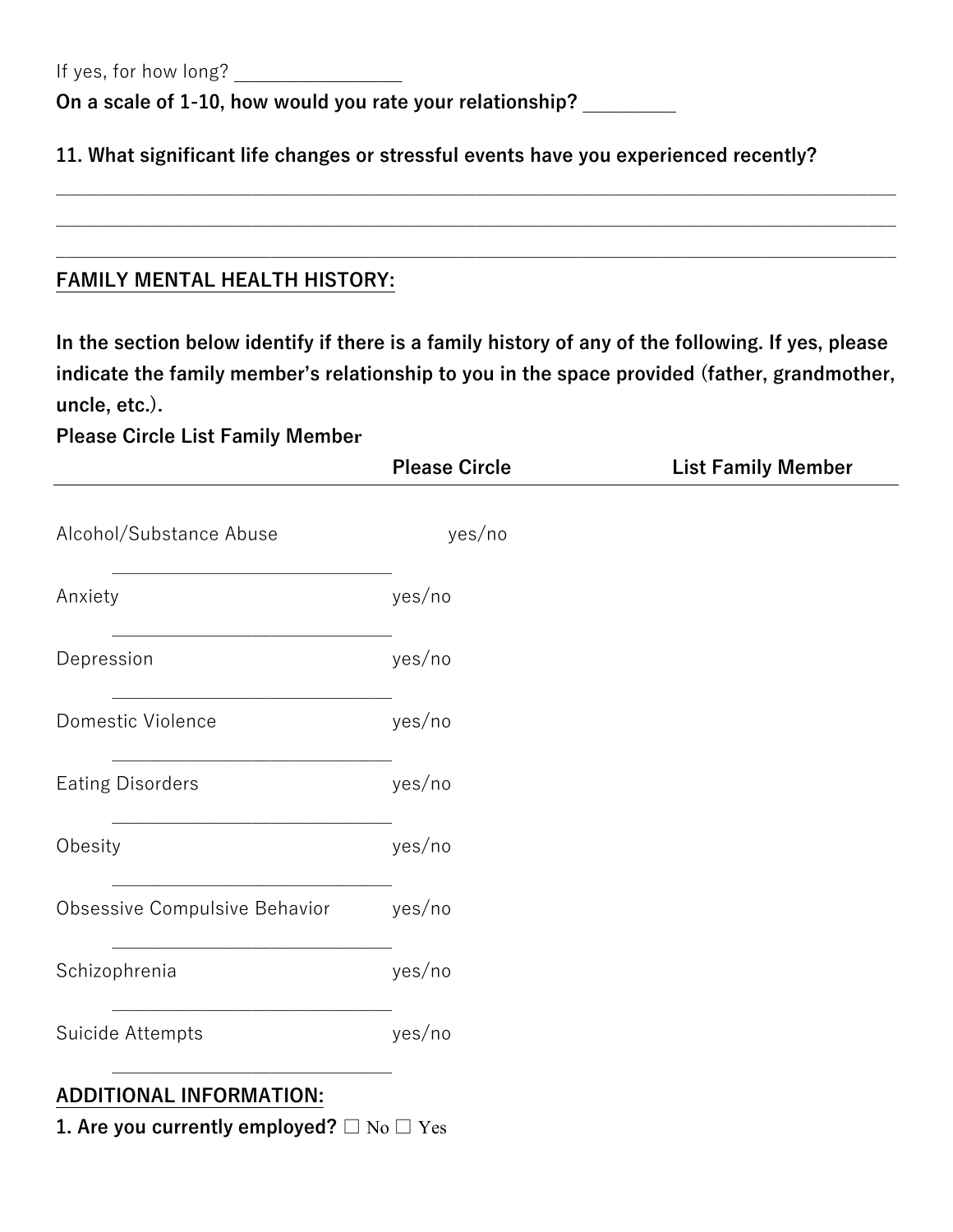If yes, for how long? ________________

**On a scale of 1-10, how would you rate your relationship?** ________

**11. What significant life changes or stressful events have you experienced recently?**

________________________________________________________________________________

________________________________________________________________________________

________________________________________________________________________________

**FAMILY MENTAL HEALTH HISTORY:**

**In the section below identify if there is a family history of any of the following. If yes, please indicate the family member's relationship to you in the space provided (father, grandmother, uncle, etc.).**

**Please Circle List Family Member**

| | Please Circle | List Family Member |
|---|---|---|
| Alcohol/Substance Abuse | yes/no | ___________________________ |
| Anxiety | yes/no | ___________________________ |
| Depression | yes/no | ___________________________ |
| Domestic Violence | yes/no | ___________________________ |
| Eating Disorders | yes/no | ___________________________ |
| Obesity | yes/no | ___________________________ |
| Obsessive Compulsive Behavior | yes/no | ___________________________ |
| Schizophrenia | yes/no | ___________________________ |
| Suicide Attempts | yes/no | ___________________________ |

**ADDITIONAL INFORMATION:**

**1. Are you currently employed?** ☐ No ☐ Yes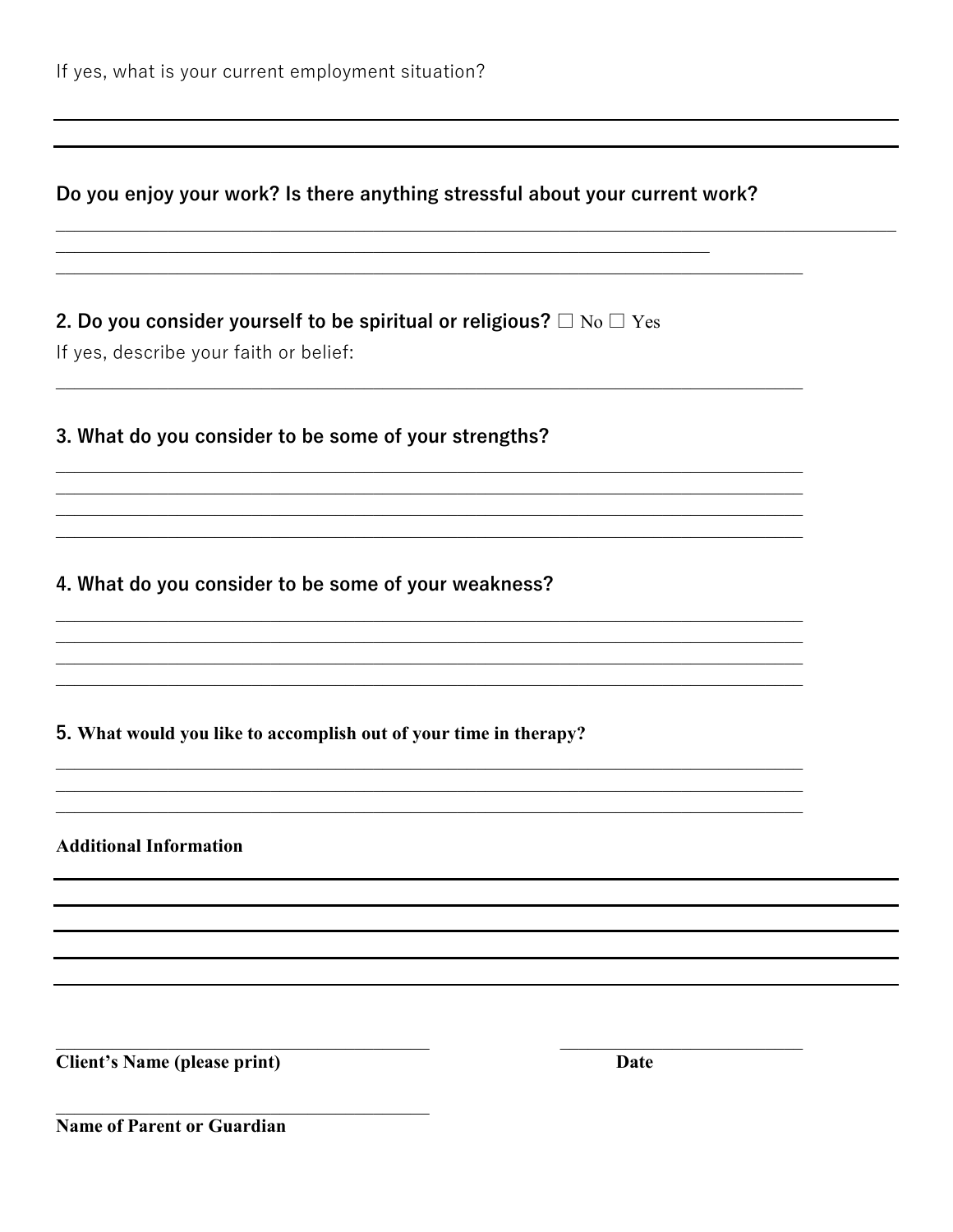If yes, what is your current employment situation?

______________________________________________________________________________

______________________________________________________________________________

**Do you enjoy your work? Is there anything stressful about your current work?**

______________________________________________________________________________

______________________________________________________________________________

______________________________________________________________________________

**2. Do you consider yourself to be spiritual or religious?** ☐ No ☐ Yes

If yes, describe your faith or belief:

______________________________________________________________________________

**3. What do you consider to be some of your strengths?**

______________________________________________________________________________

______________________________________________________________________________

______________________________________________________________________________

______________________________________________________________________________

**4. What do you consider to be some of your weakness?**

______________________________________________________________________________

______________________________________________________________________________

______________________________________________________________________________

______________________________________________________________________________

**5. What would you like to accomplish out of your time in therapy?**

______________________________________________________________________________

______________________________________________________________________________

______________________________________________________________________________

**Additional Information**

______________________________________________________________________________

______________________________________________________________________________

______________________________________________________________________________

______________________________________________________________________________

______________________________________________________________________________

________________________________________ ________________________

**Client's Name (please print)** **Date**

________________________________________

**Name of Parent or Guardian**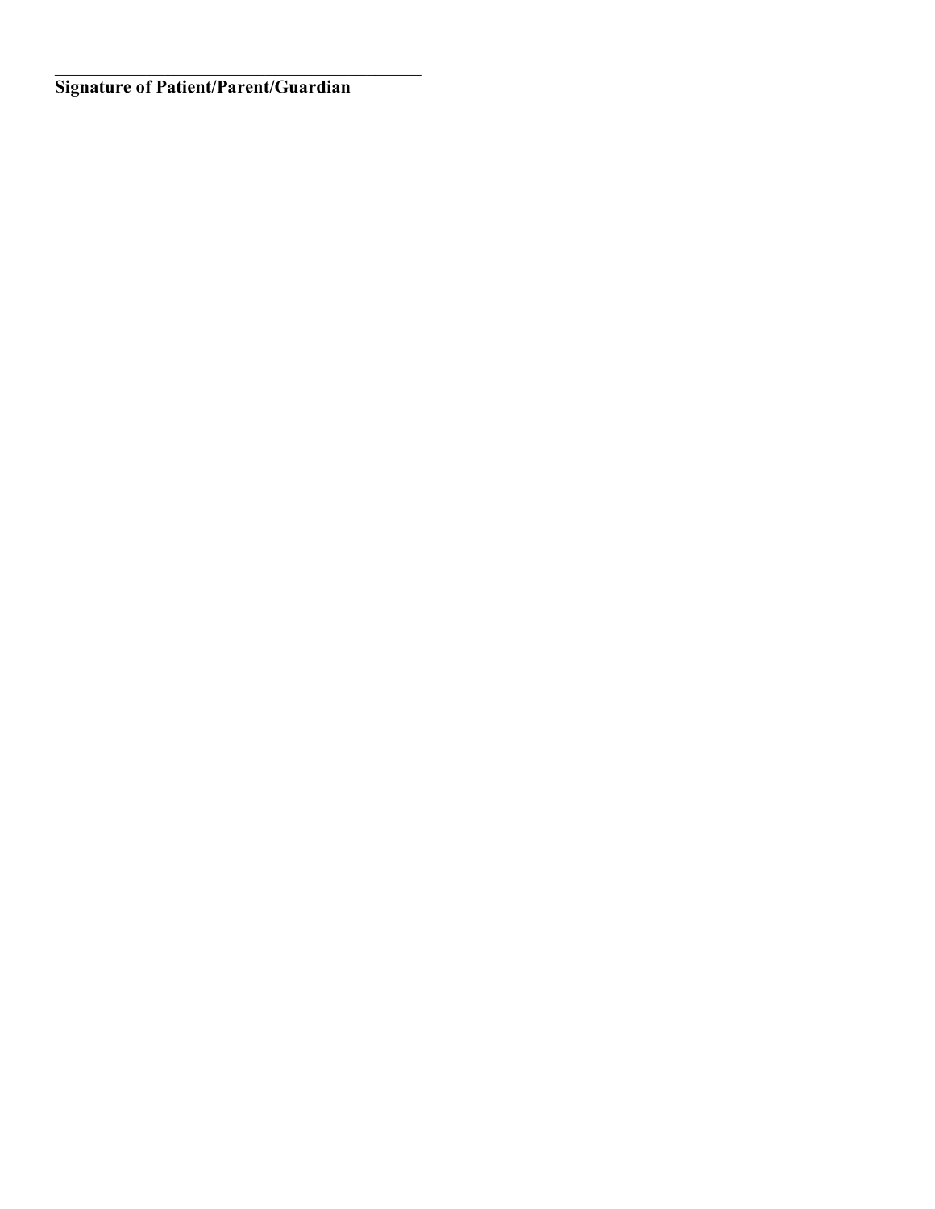\_\_\_\_\_\_\_\_\_\_\_\_\_\_\_\_\_\_\_\_\_\_\_\_\_\_\_\_\_\_\_\_\_\_\_\_\_\_\_\_\_\_\_\_\_

**Signature of Patient/Parent/Guardian**